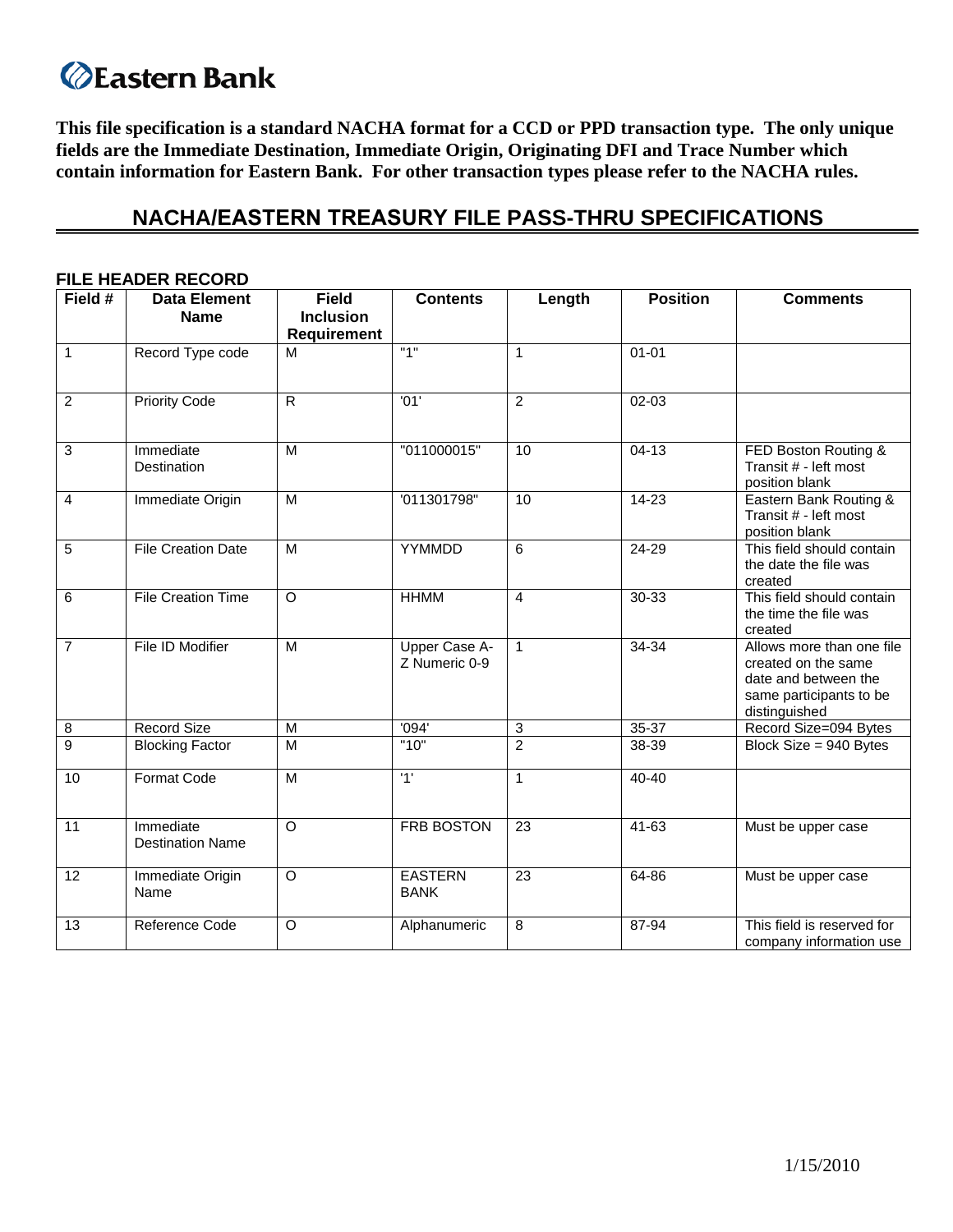# Eastern Bank

**This file specification is a standard NACHA format for a CCD or PPD transaction type. The only unique fields are the Immediate Destination, Immediate Origin, Originating DFI and Trace Number which contain information for Eastern Bank. For other transaction types please refer to the NACHA rules.**

## NACHA/EASTERN TREASURY FILE PASS-THRU SPECIFICATIONS

### FILE HEADER RECORD

| Field # | Data Element Name | Field Inclusion Requirement | Contents | Length | Position | Comments |
|---|---|---|---|---|---|---|
| 1 | Record Type code | M | "1" | 1 | 01-01 | |
| 2 | Priority Code | R | '01' | 2 | 02-03 | |
| 3 | Immediate Destination | M | "011000015" | 10 | 04-13 | FED Boston Routing & Transit # - left most position blank |
| 4 | Immediate Origin | M | '011301798" | 10 | 14-23 | Eastern Bank Routing & Transit # - left most position blank |
| 5 | File Creation Date | M | YYMMDD | 6 | 24-29 | This field should contain the date the file was created |
| 6 | File Creation Time | O | HHMM | 4 | 30-33 | This field should contain the time the file was created |
| 7 | File ID Modifier | M | Upper Case A-Z Numeric 0-9 | 1 | 34-34 | Allows more than one file created on the same date and between the same participants to be distinguished |
| 8 | Record Size | M | '094' | 3 | 35-37 | Record Size=094 Bytes |
| 9 | Blocking Factor | M | "10" | 2 | 38-39 | Block Size = 940 Bytes |
| 10 | Format Code | M | '1' | 1 | 40-40 | |
| 11 | Immediate Destination Name | O | FRB BOSTON | 23 | 41-63 | Must be upper case |
| 12 | Immediate Origin Name | O | EASTERN BANK | 23 | 64-86 | Must be upper case |
| 13 | Reference Code | O | Alphanumeric | 8 | 87-94 | This field is reserved for company information use |

1/15/2010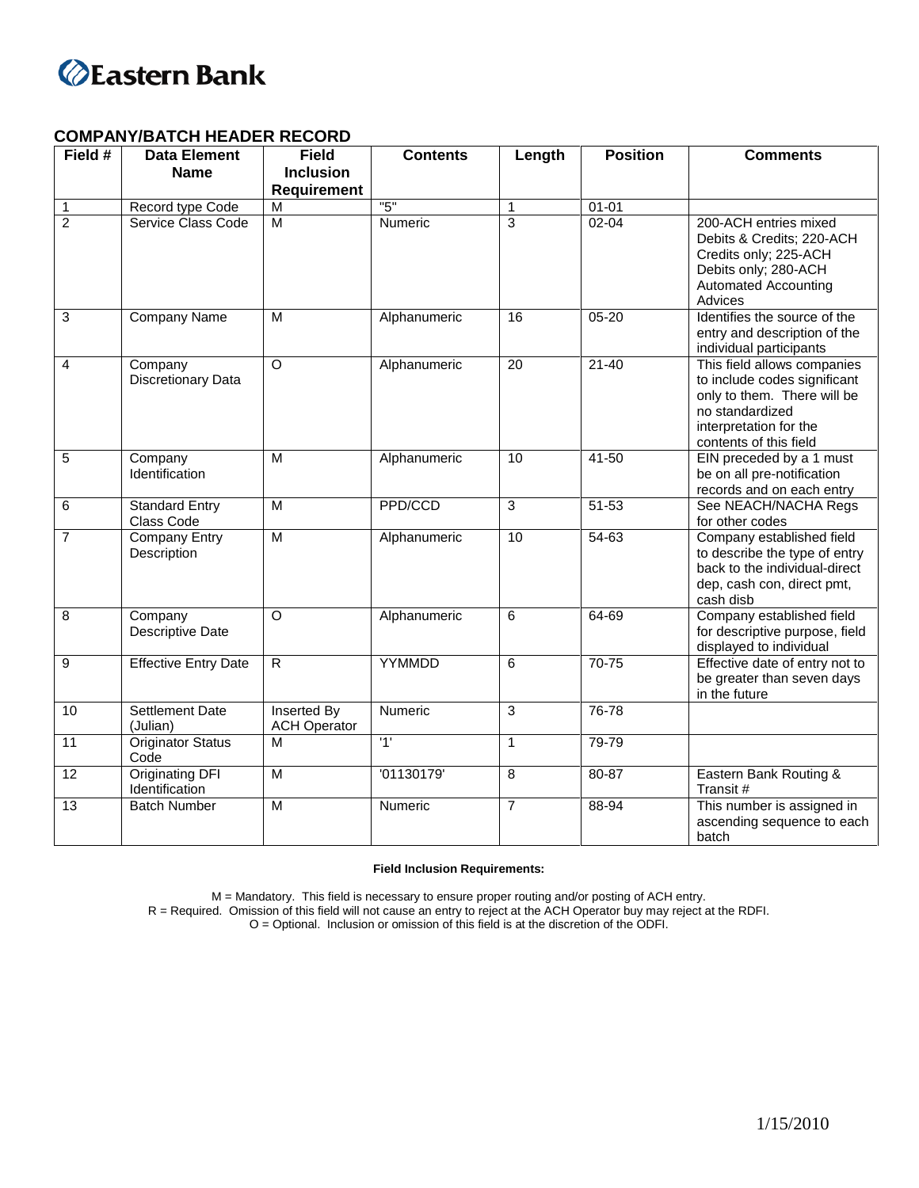Eastern Bank

## COMPANY/BATCH HEADER RECORD

| Field # | Data Element Name | Field Inclusion Requirement | Contents | Length | Position | Comments |
|---|---|---|---|---|---|---|
| 1 | Record type Code | M | "5" | 1 | 01-01 | |
| 2 | Service Class Code | M | Numeric | 3 | 02-04 | 200-ACH entries mixed Debits & Credits; 220-ACH Credits only; 225-ACH Debits only; 280-ACH Automated Accounting Advices |
| 3 | Company Name | M | Alphanumeric | 16 | 05-20 | Identifies the source of the entry and description of the individual participants |
| 4 | Company Discretionary Data | O | Alphanumeric | 20 | 21-40 | This field allows companies to include codes significant only to them. There will be no standardized interpretation for the contents of this field |
| 5 | Company Identification | M | Alphanumeric | 10 | 41-50 | EIN preceded by a 1 must be on all pre-notification records and on each entry |
| 6 | Standard Entry Class Code | M | PPD/CCD | 3 | 51-53 | See NEACH/NACHA Regs for other codes |
| 7 | Company Entry Description | M | Alphanumeric | 10 | 54-63 | Company established field to describe the type of entry back to the individual-direct dep, cash con, direct pmt, cash disb |
| 8 | Company Descriptive Date | O | Alphanumeric | 6 | 64-69 | Company established field for descriptive purpose, field displayed to individual |
| 9 | Effective Entry Date | R | YYMMDD | 6 | 70-75 | Effective date of entry not to be greater than seven days in the future |
| 10 | Settlement Date (Julian) | Inserted By ACH Operator | Numeric | 3 | 76-78 | |
| 11 | Originator Status Code | M | '1' | 1 | 79-79 | |
| 12 | Originating DFI Identification | M | '01130179' | 8 | 80-87 | Eastern Bank Routing & Transit # |
| 13 | Batch Number | M | Numeric | 7 | 88-94 | This number is assigned in ascending sequence to each batch |

**Field Inclusion Requirements:**

M = Mandatory. This field is necessary to ensure proper routing and/or posting of ACH entry.
R = Required. Omission of this field will not cause an entry to reject at the ACH Operator buy may reject at the RDFI.
O = Optional. Inclusion or omission of this field is at the discretion of the ODFI.

1/15/2010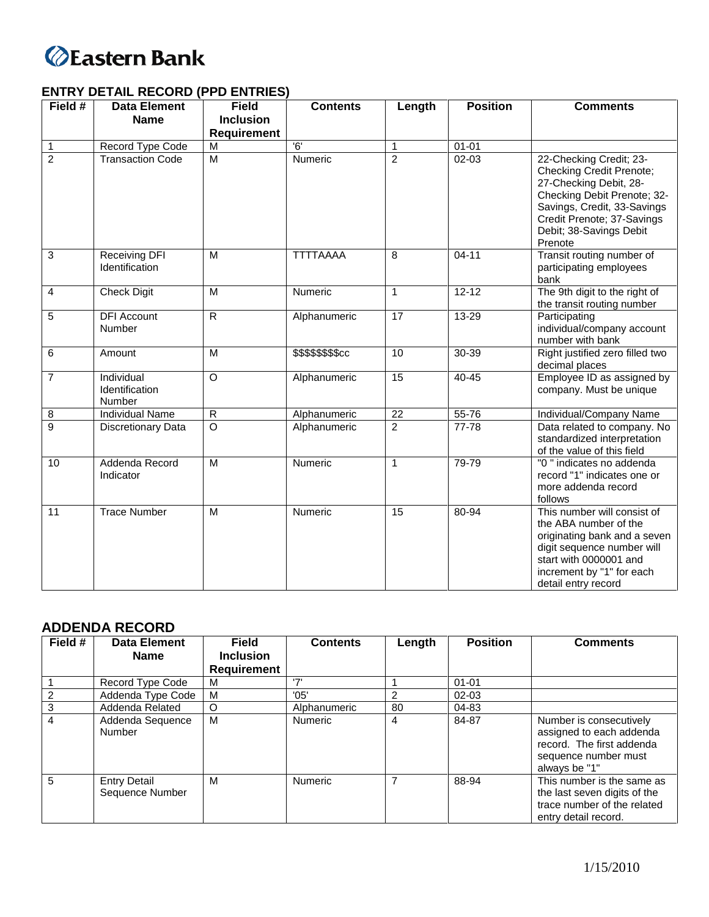**Eastern Bank**

## ENTRY DETAIL RECORD (PPD ENTRIES)

| Field # | Data Element Name | Field Inclusion Requirement | Contents | Length | Position | Comments |
|---|---|---|---|---|---|---|
| 1 | Record Type Code | M | '6' | 1 | 01-01 | |
| 2 | Transaction Code | M | Numeric | 2 | 02-03 | 22-Checking Credit; 23-Checking Credit Prenote; 27-Checking Debit, 28-Checking Debit Prenote; 32-Savings, Credit, 33-Savings Credit Prenote; 37-Savings Debit; 38-Savings Debit Prenote |
| 3 | Receiving DFI Identification | M | TTTTAAAA | 8 | 04-11 | Transit routing number of participating employees bank |
| 4 | Check Digit | M | Numeric | 1 | 12-12 | The 9th digit to the right of the transit routing number |
| 5 | DFI Account Number | R | Alphanumeric | 17 | 13-29 | Participating individual/company account number with bank |
| 6 | Amount | M | $$$$$$$$cc | 10 | 30-39 | Right justified zero filled two decimal places |
| 7 | Individual Identification Number | O | Alphanumeric | 15 | 40-45 | Employee ID as assigned by company. Must be unique |
| 8 | Individual Name | R | Alphanumeric | 22 | 55-76 | Individual/Company Name |
| 9 | Discretionary Data | O | Alphanumeric | 2 | 77-78 | Data related to company. No standardized interpretation of the value of this field |
| 10 | Addenda Record Indicator | M | Numeric | 1 | 79-79 | "0 " indicates no addenda record "1" indicates one or more addenda record follows |
| 11 | Trace Number | M | Numeric | 15 | 80-94 | This number will consist of the ABA number of the originating bank and a seven digit sequence number will start with 0000001 and increment by "1" for each detail entry record |

## ADDENDA RECORD

| Field # | Data Element Name | Field Inclusion Requirement | Contents | Length | Position | Comments |
|---|---|---|---|---|---|---|
| 1 | Record Type Code | M | '7' | 1 | 01-01 | |
| 2 | Addenda Type Code | M | '05' | 2 | 02-03 | |
| 3 | Addenda Related | O | Alphanumeric | 80 | 04-83 | |
| 4 | Addenda Sequence Number | M | Numeric | 4 | 84-87 | Number is consecutively assigned to each addenda record. The first addenda sequence number must always be "1" |
| 5 | Entry Detail Sequence Number | M | Numeric | 7 | 88-94 | This number is the same as the last seven digits of the trace number of the related entry detail record. |

1/15/2010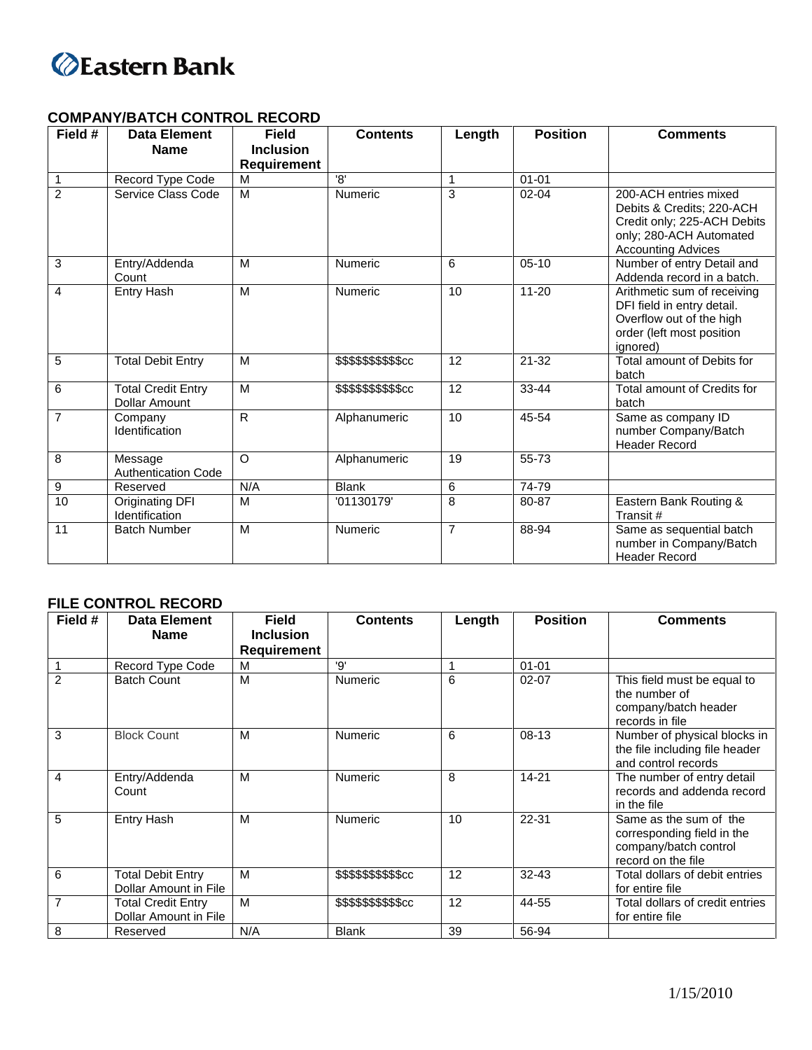## COMPANY/BATCH CONTROL RECORD

| Field # | Data Element Name | Field Inclusion Requirement | Contents | Length | Position | Comments |
|---|---|---|---|---|---|---|
| 1 | Record Type Code | M | '8' | 1 | 01-01 | |
| 2 | Service Class Code | M | Numeric | 3 | 02-04 | 200-ACH entries mixed Debits & Credits; 220-ACH Credit only; 225-ACH Debits only; 280-ACH Automated Accounting Advices |
| 3 | Entry/Addenda Count | M | Numeric | 6 | 05-10 | Number of entry Detail and Addenda record in a batch. |
| 4 | Entry Hash | M | Numeric | 10 | 11-20 | Arithmetic sum of receiving DFI field in entry detail. Overflow out of the high order (left most position ignored) |
| 5 | Total Debit Entry | M | $$$$$$$$$$cc | 12 | 21-32 | Total amount of Debits for batch |
| 6 | Total Credit Entry Dollar Amount | M | $$$$$$$$$$cc | 12 | 33-44 | Total amount of Credits for batch |
| 7 | Company Identification | R | Alphanumeric | 10 | 45-54 | Same as company ID number Company/Batch Header Record |
| 8 | Message Authentication Code | O | Alphanumeric | 19 | 55-73 | |
| 9 | Reserved | N/A | Blank | 6 | 74-79 | |
| 10 | Originating DFI Identification | M | '01130179' | 8 | 80-87 | Eastern Bank Routing & Transit # |
| 11 | Batch Number | M | Numeric | 7 | 88-94 | Same as sequential batch number in Company/Batch Header Record |

## FILE CONTROL RECORD

| Field # | Data Element Name | Field Inclusion Requirement | Contents | Length | Position | Comments |
|---|---|---|---|---|---|---|
| 1 | Record Type Code | M | '9' | 1 | 01-01 | |
| 2 | Batch Count | M | Numeric | 6 | 02-07 | This field must be equal to the number of company/batch header records in file |
| 3 | Block Count | M | Numeric | 6 | 08-13 | Number of physical blocks in the file including file header and control records |
| 4 | Entry/Addenda Count | M | Numeric | 8 | 14-21 | The number of entry detail records and addenda record in the file |
| 5 | Entry Hash | M | Numeric | 10 | 22-31 | Same as the sum of the corresponding field in the company/batch control record on the file |
| 6 | Total Debit Entry Dollar Amount in File | M | $$$$$$$$$$cc | 12 | 32-43 | Total dollars of debit entries for entire file |
| 7 | Total Credit Entry Dollar Amount in File | M | $$$$$$$$$$cc | 12 | 44-55 | Total dollars of credit entries for entire file |
| 8 | Reserved | N/A | Blank | 39 | 56-94 | |

1/15/2010